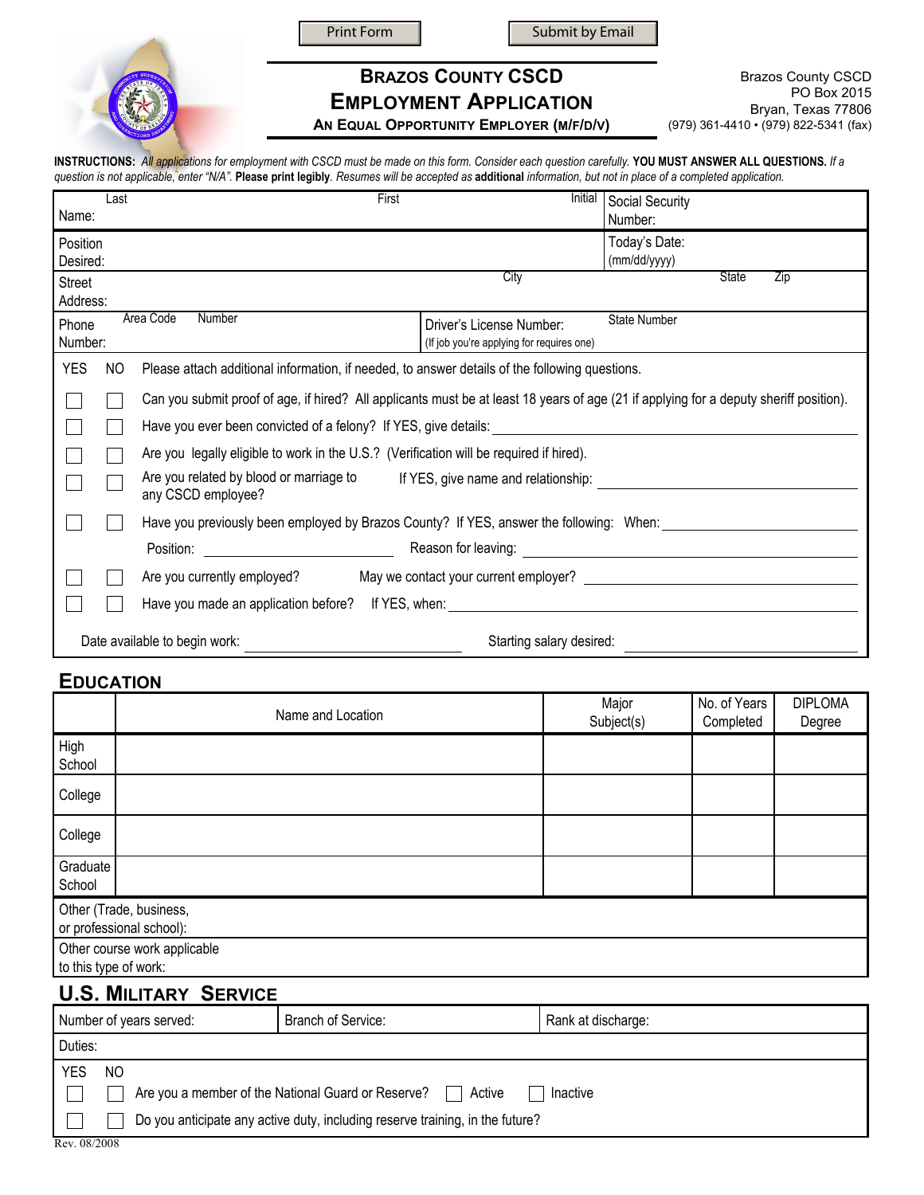Print Form | Submit by Email

# Brazos County CSCD
# Employment Application
### An Equal Opportunity Employer (M/F/D/V)

Brazos County CSCD
PO Box 2015
Bryan, Texas 77806
(979) 361-4410 • (979) 822-5341 (fax)

**INSTRUCTIONS:** *All applications for employment with CSCD must be made on this form. Consider each question carefully.* **YOU MUST ANSWER ALL QUESTIONS.** *If a question is not applicable, enter "N/A".* **Please print legibly**. *Resumes will be accepted as* **additional** *information, but not in place of a completed application.*

| | | | |
|---|---|---|---|
| Name: Last | First | Initial | Social Security Number: |
| Position Desired: | | | Today's Date: (mm/dd/yyyy) |
| Street Address: | City | | State Zip |
| Phone Number: Area Code Number | | Driver's License Number: (If job you're applying for requires one) | State Number |

| YES | NO | Please attach additional information, if needed, to answer details of the following questions. |
|---|---|---|
| ☐ | ☐ | Can you submit proof of age, if hired? All applicants must be at least 18 years of age (21 if applying for a deputy sheriff position). |
| ☐ | ☐ | Have you ever been convicted of a felony? If YES, give details: ______ |
| ☐ | ☐ | Are you legally eligible to work in the U.S.? (Verification will be required if hired). |
| ☐ | ☐ | Are you related by blood or marriage to any CSCD employee? If YES, give name and relationship: ______ |
| ☐ | ☐ | Have you previously been employed by Brazos County? If YES, answer the following: When: ______ Position: ______ Reason for leaving: ______ |
| ☐ | ☐ | Are you currently employed? May we contact your current employer? ______ |
| ☐ | ☐ | Have you made an application before? If YES, when: ______ |

Date available to begin work: ______ Starting salary desired: ______

## Education

| | Name and Location | Major Subject(s) | No. of Years Completed | DIPLOMA Degree |
|---|---|---|---|---|
| High School | | | | |
| College | | | | |
| College | | | | |
| Graduate School | | | | |
| Other (Trade, business, or professional school): | | | | |
| Other course work applicable to this type of work: | | | | |

## U.S. Military Service

| Number of years served: | Branch of Service: | Rank at discharge: |
|---|---|---|
| Duties: | | |

| YES | NO | |
|---|---|---|
| ☐ | ☐ | Are you a member of the National Guard or Reserve? ☐ Active ☐ Inactive |
| ☐ | ☐ | Do you anticipate any active duty, including reserve training, in the future? |

Rev. 08/2008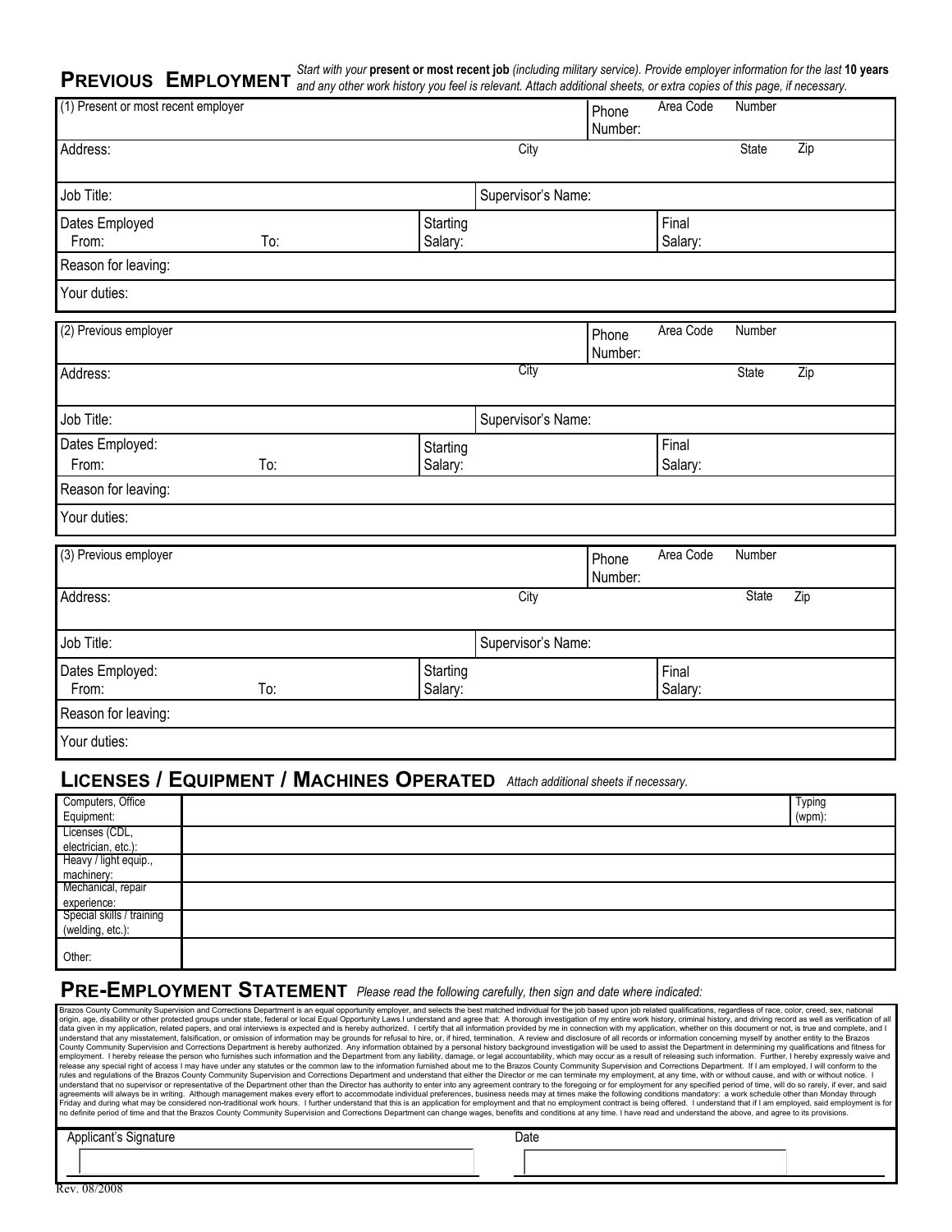## PREVIOUS EMPLOYMENT

*Start with your* **present or most recent job** *(including military service). Provide employer information for the last* **10 years** *and any other work history you feel is relevant. Attach additional sheets, or extra copies of this page, if necessary.*

| (1) Present or most recent employer | | | Phone Number: | Area Code | Number |
|---|---|---|---|---|---|
| Address: | | City | | State | Zip |
| Job Title: | | Supervisor's Name: | | | |
| Dates Employed From: | To: | Starting Salary: | | Final Salary: | |
| Reason for leaving: | | | | | |
| Your duties: | | | | | |

| (2) Previous employer | | | Phone Number: | Area Code | Number |
|---|---|---|---|---|---|
| Address: | | City | | State | Zip |
| Job Title: | | Supervisor's Name: | | | |
| Dates Employed: From: | To: | Starting Salary: | | Final Salary: | |
| Reason for leaving: | | | | | |
| Your duties: | | | | | |

| (3) Previous employer | | | Phone Number: | Area Code | Number |
|---|---|---|---|---|---|
| Address: | | City | | State | Zip |
| Job Title: | | Supervisor's Name: | | | |
| Dates Employed: From: | To: | Starting Salary: | | Final Salary: | |
| Reason for leaving: | | | | | |
| Your duties: | | | | | |

## LICENSES / EQUIPMENT / MACHINES OPERATED

*Attach additional sheets if necessary.*

| Computers, Office Equipment: | | Typing (wpm): |
|---|---|---|
| Licenses (CDL, electrician, etc.): | | |
| Heavy / light equip., machinery: | | |
| Mechanical, repair experience: | | |
| Special skills / training (welding, etc.): | | |
| Other: | | |

## PRE-EMPLOYMENT STATEMENT

*Please read the following carefully, then sign and date where indicated:*

Brazos County Community Supervision and Corrections Department is an equal opportunity employer, and selects the best matched individual for the job based upon job related qualifications, regardless of race, color, creed, sex, national origin, age, disability or other protected groups under state, federal or local Equal Opportunity Laws.I understand and agree that: A thorough investigation of my entire work history, criminal history, and driving record as well as verification of all data given in my application, related papers, and oral interviews is expected and is hereby authorized. I certify that all information provided by me in connection with my application, whether on this document or not, is true and complete, and I understand that any misstatement, falsification, or omission of information may be grounds for refusal to hire, or, if hired, termination. A review and disclosure of all records or information concerning myself by another entity to the Brazos County Community Supervision and Corrections Department is hereby authorized. Any information obtained by a personal history background investigation will be used to assist the Department in determining my qualifications and fitness for employment. I hereby release the person who furnishes such information and the Department from any liability, damage, or legal accountability, which may occur as a result of releasing such information. Further, I hereby expressly waive and release any special right of access I may have under any statutes or the common law to the information furnished about me to the Brazos County Community Supervision and Corrections Department. If I am employed, I will conform to the rules and regulations of the Brazos County Community Supervision and Corrections Department and understand that either the Director or me can terminate my employment, at any time, with or without cause, and with or without notice. I understand that no supervisor or representative of the Department other than the Director has authority to enter into any agreement contrary to the foregoing or for employment for any specified period of time, will do so rarely, if ever, and said agreements will always be in writing. Although management makes every effort to accommodate individual preferences, business needs may at times make the following conditions mandatory: a work schedule other than Monday through Friday and during what may be considered non-traditional work hours. I further understand that this is an application for employment and that no employment contract is being offered. I understand that if I am employed, said employment is for no definite period of time and that the Brazos County Community Supervision and Corrections Department can change wages, benefits and conditions at any time. I have read and understand the above, and agree to its provisions.

| Applicant's Signature | Date |
|---|---|
| | |

Rev. 08/2008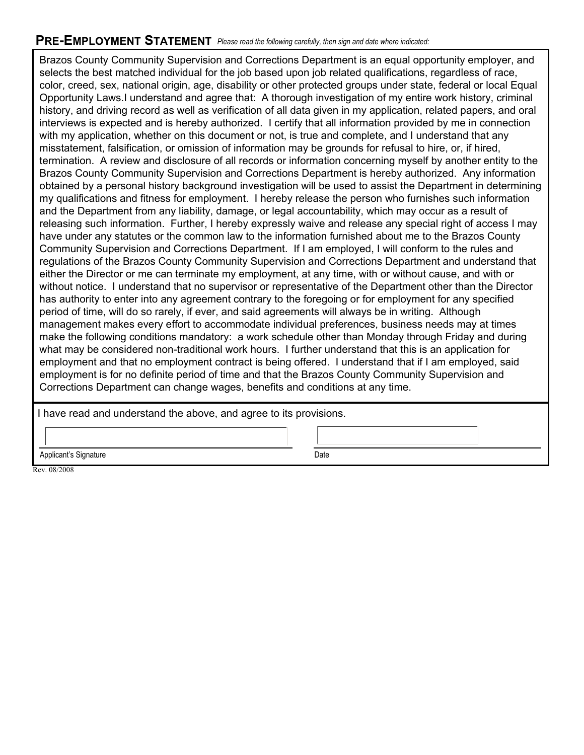## PRE-EMPLOYMENT STATEMENT *Please read the following carefully, then sign and date where indicated:*

Brazos County Community Supervision and Corrections Department is an equal opportunity employer, and selects the best matched individual for the job based upon job related qualifications, regardless of race, color, creed, sex, national origin, age, disability or other protected groups under state, federal or local Equal Opportunity Laws.I understand and agree that: A thorough investigation of my entire work history, criminal history, and driving record as well as verification of all data given in my application, related papers, and oral interviews is expected and is hereby authorized. I certify that all information provided by me in connection with my application, whether on this document or not, is true and complete, and I understand that any misstatement, falsification, or omission of information may be grounds for refusal to hire, or, if hired, termination. A review and disclosure of all records or information concerning myself by another entity to the Brazos County Community Supervision and Corrections Department is hereby authorized. Any information obtained by a personal history background investigation will be used to assist the Department in determining my qualifications and fitness for employment. I hereby release the person who furnishes such information and the Department from any liability, damage, or legal accountability, which may occur as a result of releasing such information. Further, I hereby expressly waive and release any special right of access I may have under any statutes or the common law to the information furnished about me to the Brazos County Community Supervision and Corrections Department. If I am employed, I will conform to the rules and regulations of the Brazos County Community Supervision and Corrections Department and understand that either the Director or me can terminate my employment, at any time, with or without cause, and with or without notice. I understand that no supervisor or representative of the Department other than the Director has authority to enter into any agreement contrary to the foregoing or for employment for any specified period of time, will do so rarely, if ever, and said agreements will always be in writing. Although management makes every effort to accommodate individual preferences, business needs may at times make the following conditions mandatory: a work schedule other than Monday through Friday and during what may be considered non-traditional work hours. I further understand that this is an application for employment and that no employment contract is being offered. I understand that if I am employed, said employment is for no definite period of time and that the Brazos County Community Supervision and Corrections Department can change wages, benefits and conditions at any time.

I have read and understand the above, and agree to its provisions.

Applicant's Signature: ____________________ Date: ____________________

Rev. 08/2008